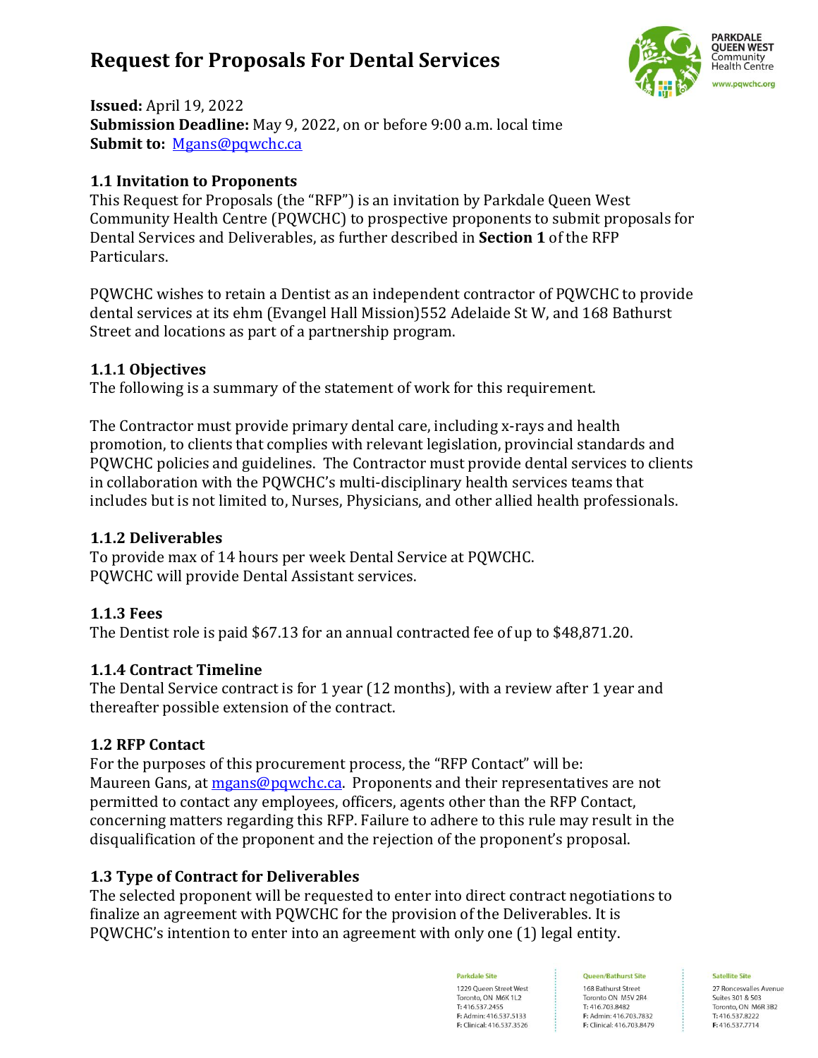# Request for Proposals For Dental Services

**Issued:** April 19, 2022
**Submission Deadline:** May 9, 2022, on or before 9:00 a.m. local time
**Submit to:** Mgans@pqwchc.ca

## 1.1 Invitation to Proponents

This Request for Proposals (the "RFP") is an invitation by Parkdale Queen West Community Health Centre (PQWCHC) to prospective proponents to submit proposals for Dental Services and Deliverables, as further described in **Section 1** of the RFP Particulars.

PQWCHC wishes to retain a Dentist as an independent contractor of PQWCHC to provide dental services at its ehm (Evangel Hall Mission)552 Adelaide St W, and 168 Bathurst Street and locations as part of a partnership program.

### 1.1.1 Objectives

The following is a summary of the statement of work for this requirement.

The Contractor must provide primary dental care, including x-rays and health promotion, to clients that complies with relevant legislation, provincial standards and PQWCHC policies and guidelines. The Contractor must provide dental services to clients in collaboration with the PQWCHC's multi-disciplinary health services teams that includes but is not limited to, Nurses, Physicians, and other allied health professionals.

### 1.1.2 Deliverables

To provide max of 14 hours per week Dental Service at PQWCHC.
PQWCHC will provide Dental Assistant services.

### 1.1.3 Fees

The Dentist role is paid $67.13 for an annual contracted fee of up to $48,871.20.

### 1.1.4 Contract Timeline

The Dental Service contract is for 1 year (12 months), with a review after 1 year and thereafter possible extension of the contract.

## 1.2 RFP Contact

For the purposes of this procurement process, the "RFP Contact" will be: Maureen Gans, at mgans@pqwchc.ca. Proponents and their representatives are not permitted to contact any employees, officers, agents other than the RFP Contact, concerning matters regarding this RFP. Failure to adhere to this rule may result in the disqualification of the proponent and the rejection of the proponent's proposal.

## 1.3 Type of Contract for Deliverables

The selected proponent will be requested to enter into direct contract negotiations to finalize an agreement with PQWCHC for the provision of the Deliverables. It is PQWCHC's intention to enter into an agreement with only one (1) legal entity.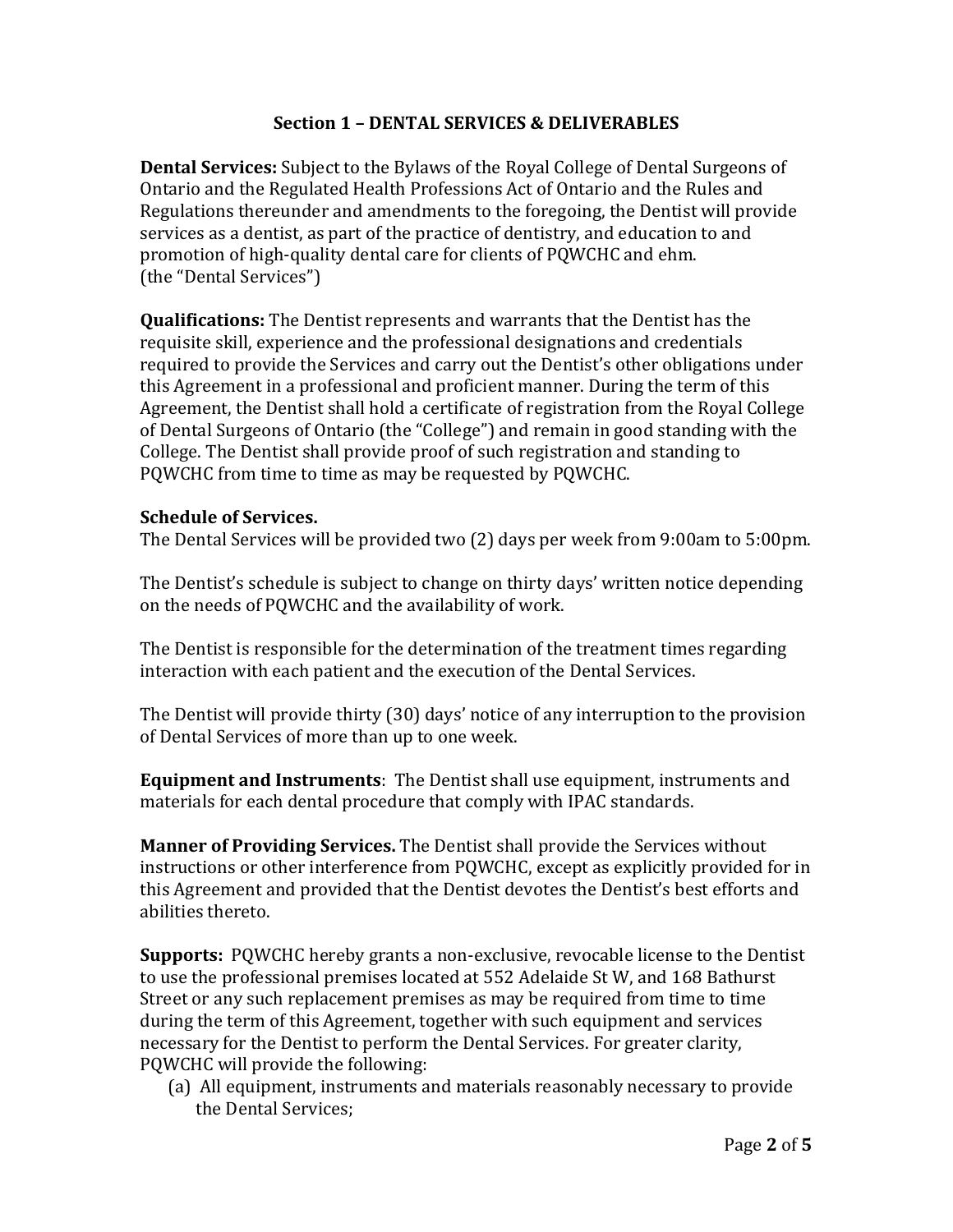## Section 1 – DENTAL SERVICES & DELIVERABLES

**Dental Services:** Subject to the Bylaws of the Royal College of Dental Surgeons of Ontario and the Regulated Health Professions Act of Ontario and the Rules and Regulations thereunder and amendments to the foregoing, the Dentist will provide services as a dentist, as part of the practice of dentistry, and education to and promotion of high-quality dental care for clients of PQWCHC and ehm.
(the "Dental Services")

**Qualifications:** The Dentist represents and warrants that the Dentist has the requisite skill, experience and the professional designations and credentials required to provide the Services and carry out the Dentist's other obligations under this Agreement in a professional and proficient manner. During the term of this Agreement, the Dentist shall hold a certificate of registration from the Royal College of Dental Surgeons of Ontario (the "College") and remain in good standing with the College. The Dentist shall provide proof of such registration and standing to PQWCHC from time to time as may be requested by PQWCHC.

**Schedule of Services.**
The Dental Services will be provided two (2) days per week from 9:00am to 5:00pm.

The Dentist's schedule is subject to change on thirty days' written notice depending on the needs of PQWCHC and the availability of work.

The Dentist is responsible for the determination of the treatment times regarding interaction with each patient and the execution of the Dental Services.

The Dentist will provide thirty (30) days' notice of any interruption to the provision of Dental Services of more than up to one week.

**Equipment and Instruments**: The Dentist shall use equipment, instruments and materials for each dental procedure that comply with IPAC standards.

**Manner of Providing Services.** The Dentist shall provide the Services without instructions or other interference from PQWCHC, except as explicitly provided for in this Agreement and provided that the Dentist devotes the Dentist's best efforts and abilities thereto.

**Supports:** PQWCHC hereby grants a non-exclusive, revocable license to the Dentist to use the professional premises located at 552 Adelaide St W, and 168 Bathurst Street or any such replacement premises as may be required from time to time during the term of this Agreement, together with such equipment and services necessary for the Dentist to perform the Dental Services. For greater clarity, PQWCHC will provide the following:

(a) All equipment, instruments and materials reasonably necessary to provide the Dental Services;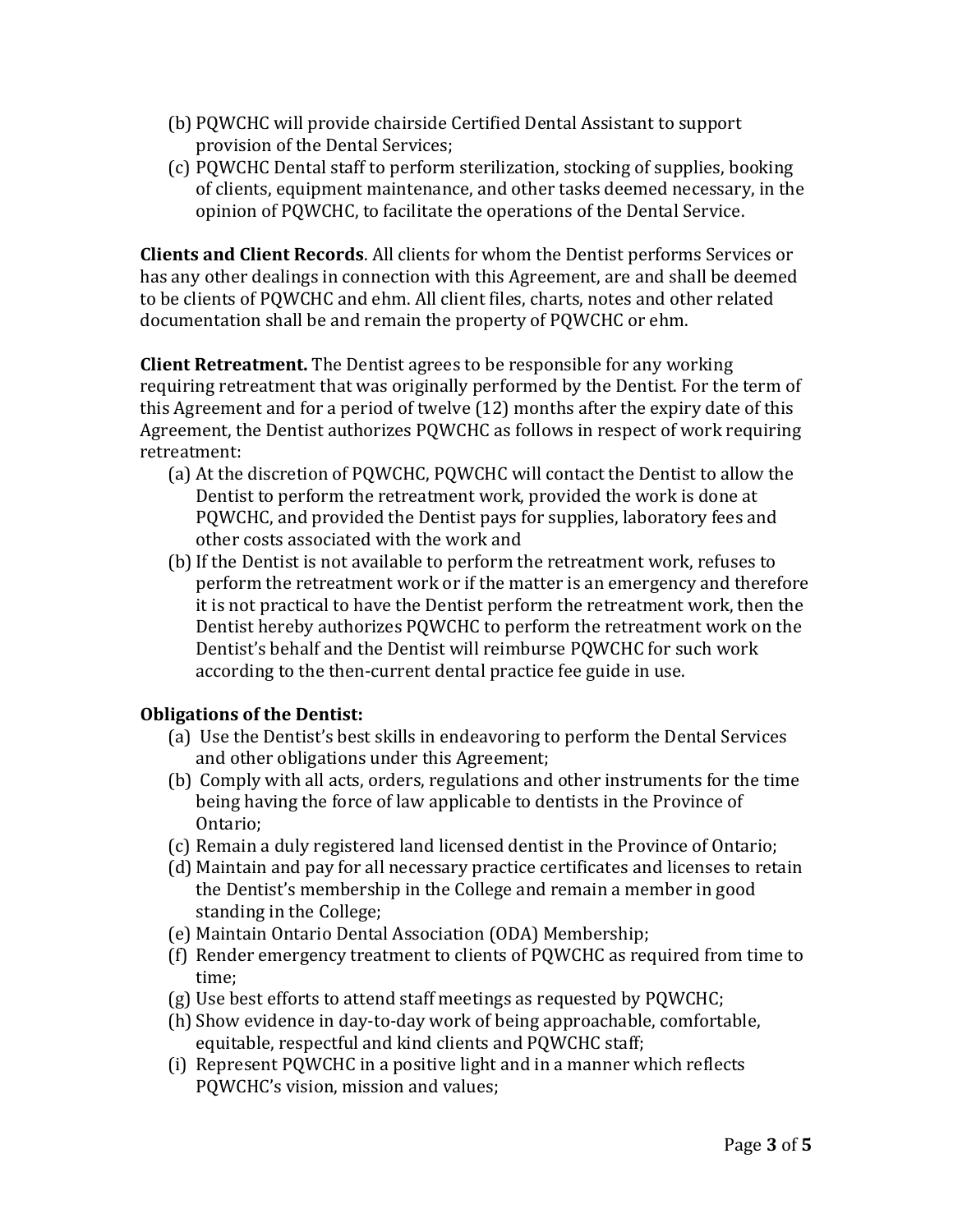(b) PQWCHC will provide chairside Certified Dental Assistant to support provision of the Dental Services;

(c) PQWCHC Dental staff to perform sterilization, stocking of supplies, booking of clients, equipment maintenance, and other tasks deemed necessary, in the opinion of PQWCHC, to facilitate the operations of the Dental Service.

**Clients and Client Records**. All clients for whom the Dentist performs Services or has any other dealings in connection with this Agreement, are and shall be deemed to be clients of PQWCHC and ehm. All client files, charts, notes and other related documentation shall be and remain the property of PQWCHC or ehm.

**Client Retreatment.** The Dentist agrees to be responsible for any working requiring retreatment that was originally performed by the Dentist. For the term of this Agreement and for a period of twelve (12) months after the expiry date of this Agreement, the Dentist authorizes PQWCHC as follows in respect of work requiring retreatment:

(a) At the discretion of PQWCHC, PQWCHC will contact the Dentist to allow the Dentist to perform the retreatment work, provided the work is done at PQWCHC, and provided the Dentist pays for supplies, laboratory fees and other costs associated with the work and

(b) If the Dentist is not available to perform the retreatment work, refuses to perform the retreatment work or if the matter is an emergency and therefore it is not practical to have the Dentist perform the retreatment work, then the Dentist hereby authorizes PQWCHC to perform the retreatment work on the Dentist's behalf and the Dentist will reimburse PQWCHC for such work according to the then-current dental practice fee guide in use.

**Obligations of the Dentist:**

(a) Use the Dentist's best skills in endeavoring to perform the Dental Services and other obligations under this Agreement;

(b) Comply with all acts, orders, regulations and other instruments for the time being having the force of law applicable to dentists in the Province of Ontario;

(c) Remain a duly registered land licensed dentist in the Province of Ontario;

(d) Maintain and pay for all necessary practice certificates and licenses to retain the Dentist's membership in the College and remain a member in good standing in the College;

(e) Maintain Ontario Dental Association (ODA) Membership;

(f) Render emergency treatment to clients of PQWCHC as required from time to time;

(g) Use best efforts to attend staff meetings as requested by PQWCHC;

(h) Show evidence in day-to-day work of being approachable, comfortable, equitable, respectful and kind clients and PQWCHC staff;

(i) Represent PQWCHC in a positive light and in a manner which reflects PQWCHC's vision, mission and values;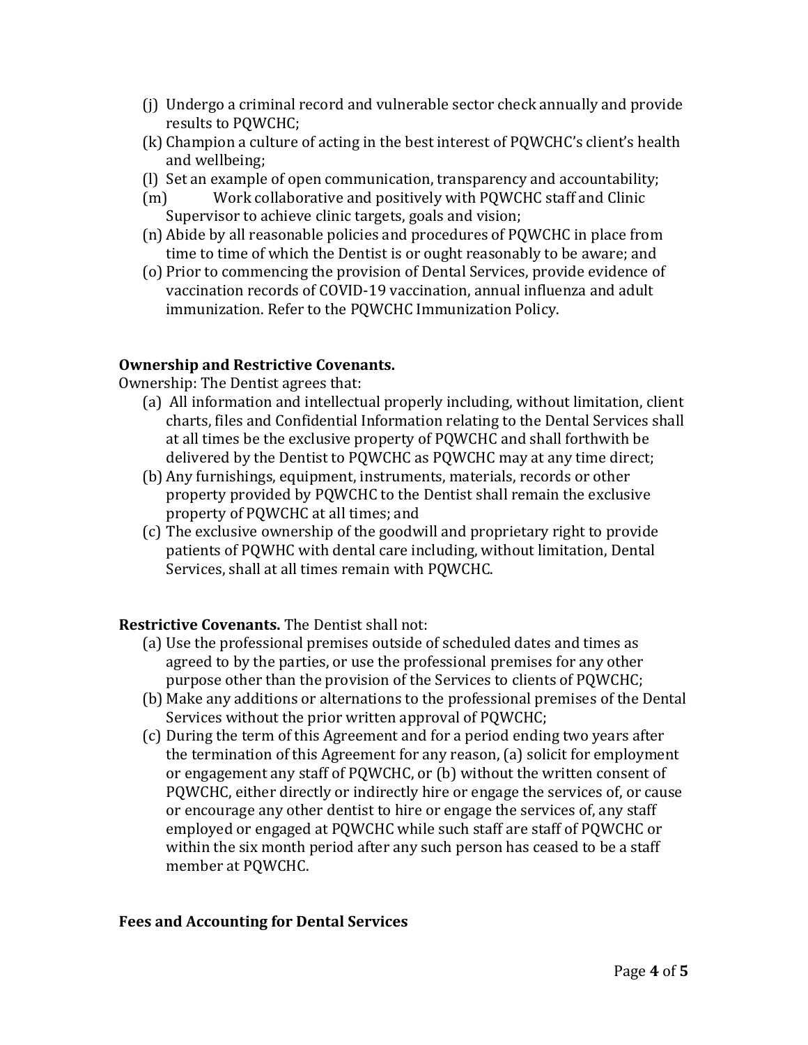(j) Undergo a criminal record and vulnerable sector check annually and provide results to PQWCHC;
(k) Champion a culture of acting in the best interest of PQWCHC's client's health and wellbeing;
(l) Set an example of open communication, transparency and accountability;
(m) Work collaborative and positively with PQWCHC staff and Clinic Supervisor to achieve clinic targets, goals and vision;
(n) Abide by all reasonable policies and procedures of PQWCHC in place from time to time of which the Dentist is or ought reasonably to be aware; and
(o) Prior to commencing the provision of Dental Services, provide evidence of vaccination records of COVID-19 vaccination, annual influenza and adult immunization. Refer to the PQWCHC Immunization Policy.

**Ownership and Restrictive Covenants.**

Ownership: The Dentist agrees that:

(a) All information and intellectual properly including, without limitation, client charts, files and Confidential Information relating to the Dental Services shall at all times be the exclusive property of PQWCHC and shall forthwith be delivered by the Dentist to PQWCHC as PQWCHC may at any time direct;
(b) Any furnishings, equipment, instruments, materials, records or other property provided by PQWCHC to the Dentist shall remain the exclusive property of PQWCHC at all times; and
(c) The exclusive ownership of the goodwill and proprietary right to provide patients of PQWHC with dental care including, without limitation, Dental Services, shall at all times remain with PQWCHC.

**Restrictive Covenants.** The Dentist shall not:

(a) Use the professional premises outside of scheduled dates and times as agreed to by the parties, or use the professional premises for any other purpose other than the provision of the Services to clients of PQWCHC;
(b) Make any additions or alternations to the professional premises of the Dental Services without the prior written approval of PQWCHC;
(c) During the term of this Agreement and for a period ending two years after the termination of this Agreement for any reason, (a) solicit for employment or engagement any staff of PQWCHC, or (b) without the written consent of PQWCHC, either directly or indirectly hire or engage the services of, or cause or encourage any other dentist to hire or engage the services of, any staff employed or engaged at PQWCHC while such staff are staff of PQWCHC or within the six month period after any such person has ceased to be a staff member at PQWCHC.

**Fees and Accounting for Dental Services**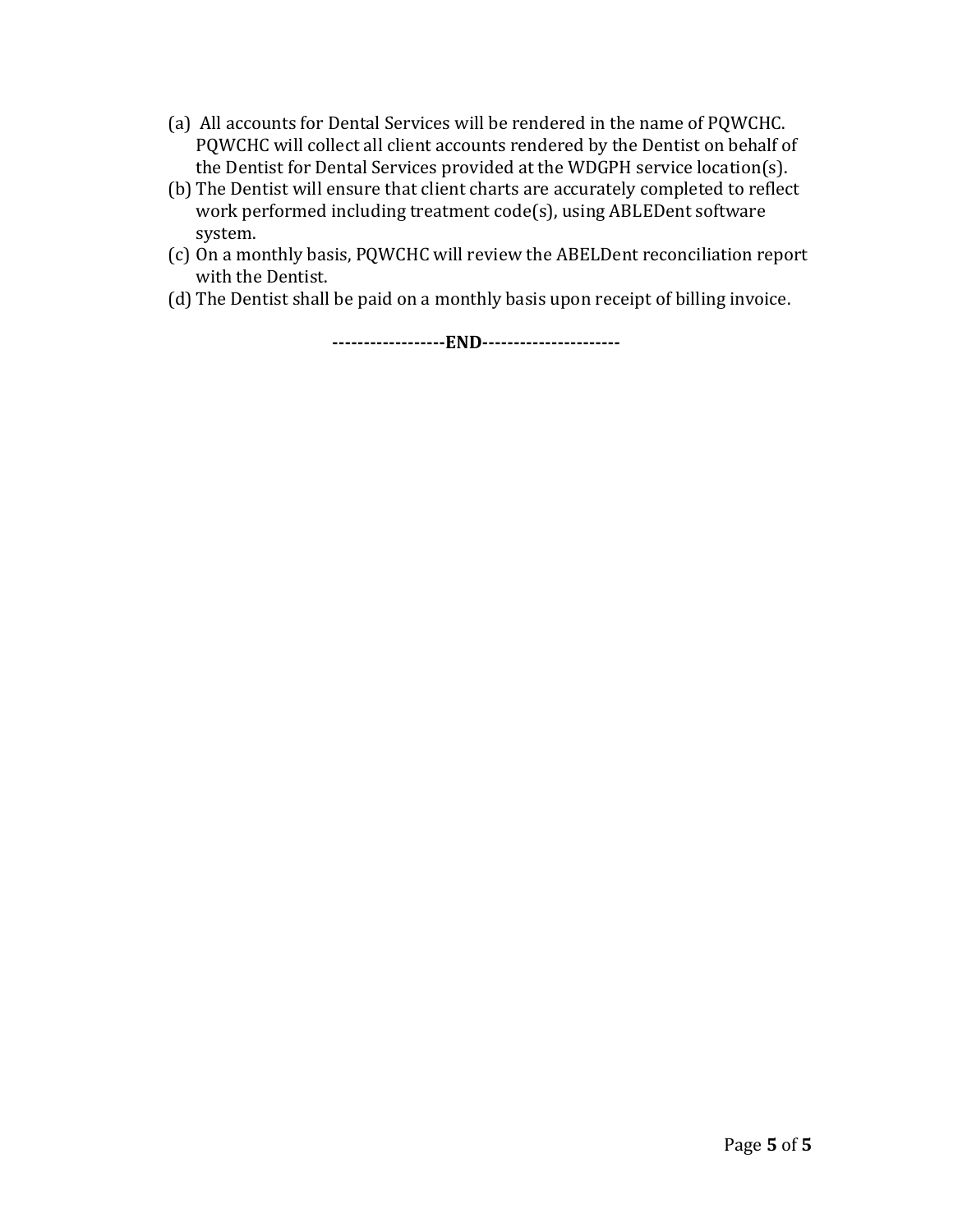(a) All accounts for Dental Services will be rendered in the name of PQWCHC. PQWCHC will collect all client accounts rendered by the Dentist on behalf of the Dentist for Dental Services provided at the WDGPH service location(s).

(b) The Dentist will ensure that client charts are accurately completed to reflect work performed including treatment code(s), using ABLEDent software system.

(c) On a monthly basis, PQWCHC will review the ABELDent reconciliation report with the Dentist.

(d) The Dentist shall be paid on a monthly basis upon receipt of billing invoice.

**------------------END----------------------**